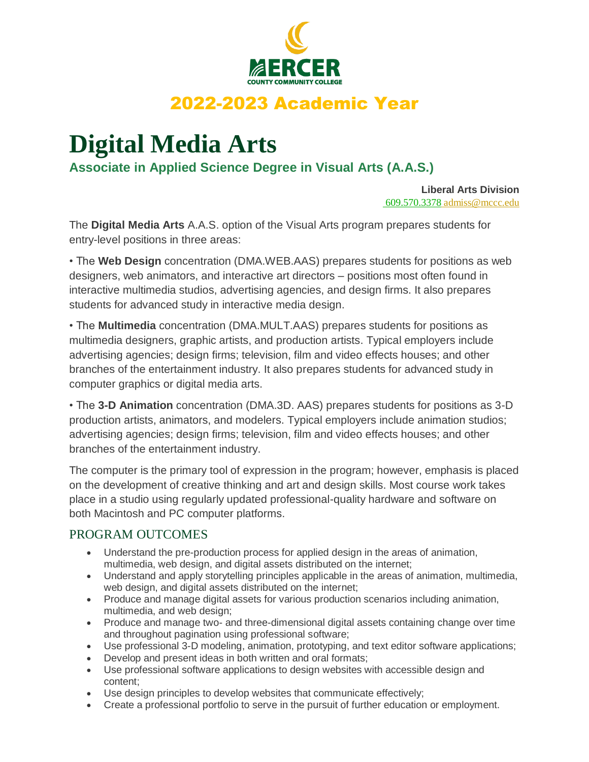MERCER
COUNTY COMMUNITY COLLEGE

## 2022-2023 Academic Year

# Digital Media Arts

### Associate in Applied Science Degree in Visual Arts (A.A.S.)

**Liberal Arts Division**
609.570.3378 admiss@mccc.edu

The **Digital Media Arts** A.A.S. option of the Visual Arts program prepares students for entry-level positions in three areas:

• The **Web Design** concentration (DMA.WEB.AAS) prepares students for positions as web designers, web animators, and interactive art directors – positions most often found in interactive multimedia studios, advertising agencies, and design firms. It also prepares students for advanced study in interactive media design.

• The **Multimedia** concentration (DMA.MULT.AAS) prepares students for positions as multimedia designers, graphic artists, and production artists. Typical employers include advertising agencies; design firms; television, film and video effects houses; and other branches of the entertainment industry. It also prepares students for advanced study in computer graphics or digital media arts.

• The **3-D Animation** concentration (DMA.3D. AAS) prepares students for positions as 3-D production artists, animators, and modelers. Typical employers include animation studios; advertising agencies; design firms; television, film and video effects houses; and other branches of the entertainment industry.

The computer is the primary tool of expression in the program; however, emphasis is placed on the development of creative thinking and art and design skills. Most course work takes place in a studio using regularly updated professional-quality hardware and software on both Macintosh and PC computer platforms.

## PROGRAM OUTCOMES

- Understand the pre-production process for applied design in the areas of animation, multimedia, web design, and digital assets distributed on the internet;
- Understand and apply storytelling principles applicable in the areas of animation, multimedia, web design, and digital assets distributed on the internet;
- Produce and manage digital assets for various production scenarios including animation, multimedia, and web design;
- Produce and manage two- and three-dimensional digital assets containing change over time and throughout pagination using professional software;
- Use professional 3-D modeling, animation, prototyping, and text editor software applications;
- Develop and present ideas in both written and oral formats;
- Use professional software applications to design websites with accessible design and content;
- Use design principles to develop websites that communicate effectively;
- Create a professional portfolio to serve in the pursuit of further education or employment.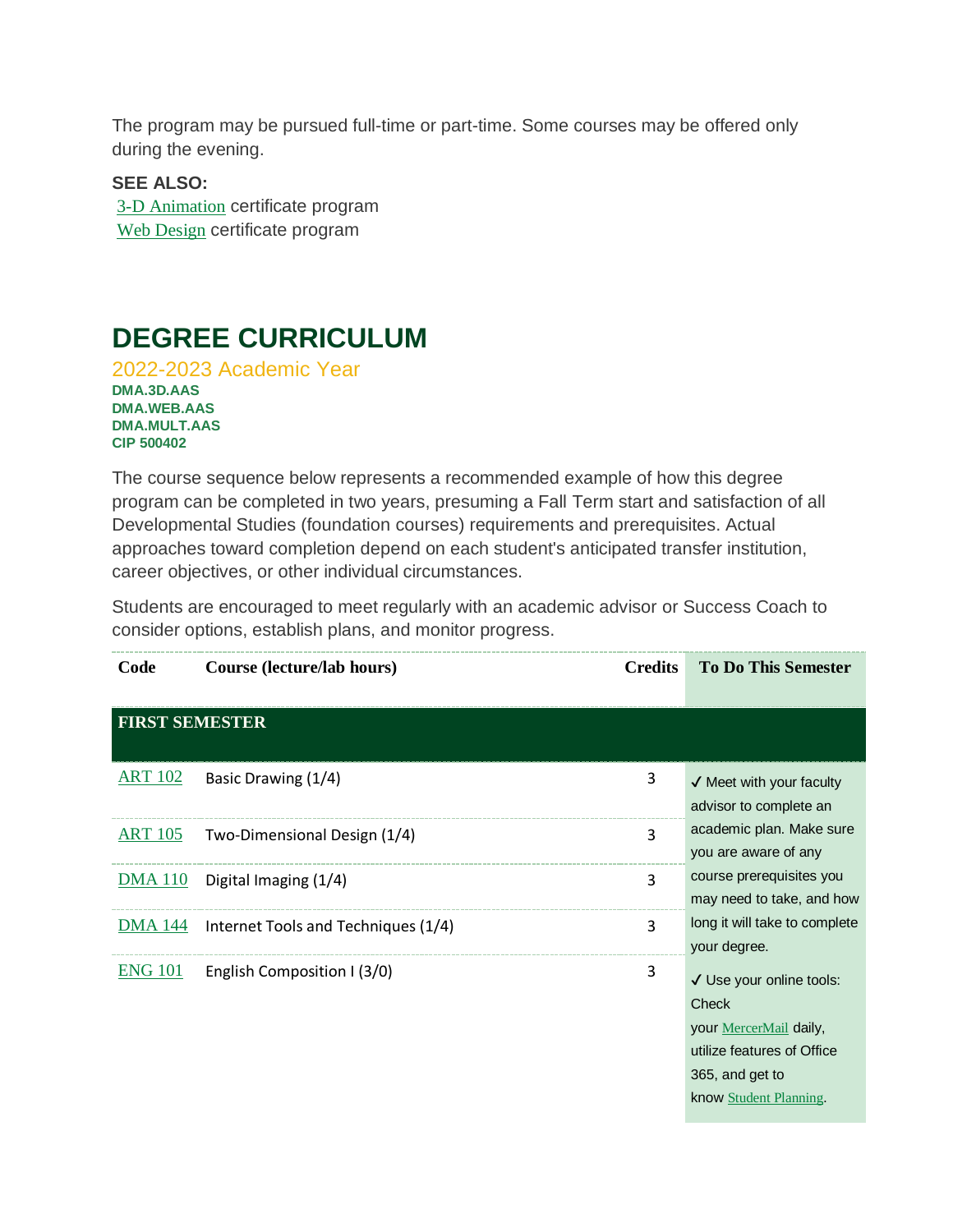The program may be pursued full-time or part-time. Some courses may be offered only during the evening.

**SEE ALSO:**
3-D Animation certificate program
Web Design certificate program

# DEGREE CURRICULUM

## 2022-2023 Academic Year

**DMA.3D.AAS**
**DMA.WEB.AAS**
**DMA.MULT.AAS**
**CIP 500402**

The course sequence below represents a recommended example of how this degree program can be completed in two years, presuming a Fall Term start and satisfaction of all Developmental Studies (foundation courses) requirements and prerequisites. Actual approaches toward completion depend on each student's anticipated transfer institution, career objectives, or other individual circumstances.

Students are encouraged to meet regularly with an academic advisor or Success Coach to consider options, establish plans, and monitor progress.

| Code | Course (lecture/lab hours) | Credits | To Do This Semester |
|---|---|---|---|
| **FIRST SEMESTER** | | | |
| ART 102 | Basic Drawing (1/4) | 3 | ✓ Meet with your faculty advisor to complete an academic plan. Make sure you are aware of any course prerequisites you may need to take, and how long it will take to complete your degree.<br>✓ Use your online tools: Check your MercerMail daily, utilize features of Office 365, and get to know Student Planning. |
| ART 105 | Two-Dimensional Design (1/4) | 3 | |
| DMA 110 | Digital Imaging (1/4) | 3 | |
| DMA 144 | Internet Tools and Techniques (1/4) | 3 | |
| ENG 101 | English Composition I (3/0) | 3 | |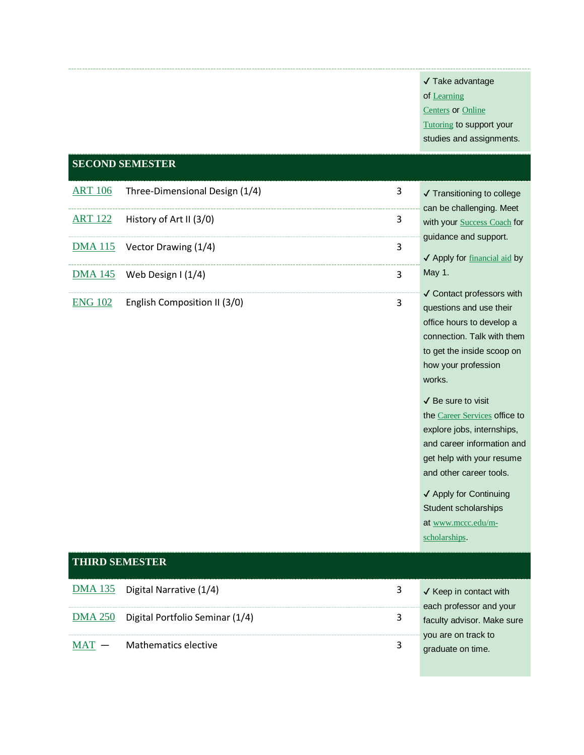✓ Take advantage of Learning Centers or Online Tutoring to support your studies and assignments.

## SECOND SEMESTER

| Course | Title | Credits |
|---|---|---|
| ART 106 | Three-Dimensional Design (1/4) | 3 |
| ART 122 | History of Art II (3/0) | 3 |
| DMA 115 | Vector Drawing (1/4) | 3 |
| DMA 145 | Web Design I (1/4) | 3 |
| ENG 102 | English Composition II (3/0) | 3 |

✓ Transitioning to college can be challenging. Meet with your Success Coach for guidance and support.

✓ Apply for financial aid by May 1.

✓ Contact professors with questions and use their office hours to develop a connection. Talk with them to get the inside scoop on how your profession works.

✓ Be sure to visit the Career Services office to explore jobs, internships, and career information and get help with your resume and other career tools.

✓ Apply for Continuing Student scholarships at www.mccc.edu/m-scholarships.

## THIRD SEMESTER

| Course | Title | Credits |
|---|---|---|
| DMA 135 | Digital Narrative (1/4) | 3 |
| DMA 250 | Digital Portfolio Seminar (1/4) | 3 |
| MAT — | Mathematics elective | 3 |

✓ Keep in contact with each professor and your faculty advisor. Make sure you are on track to graduate on time.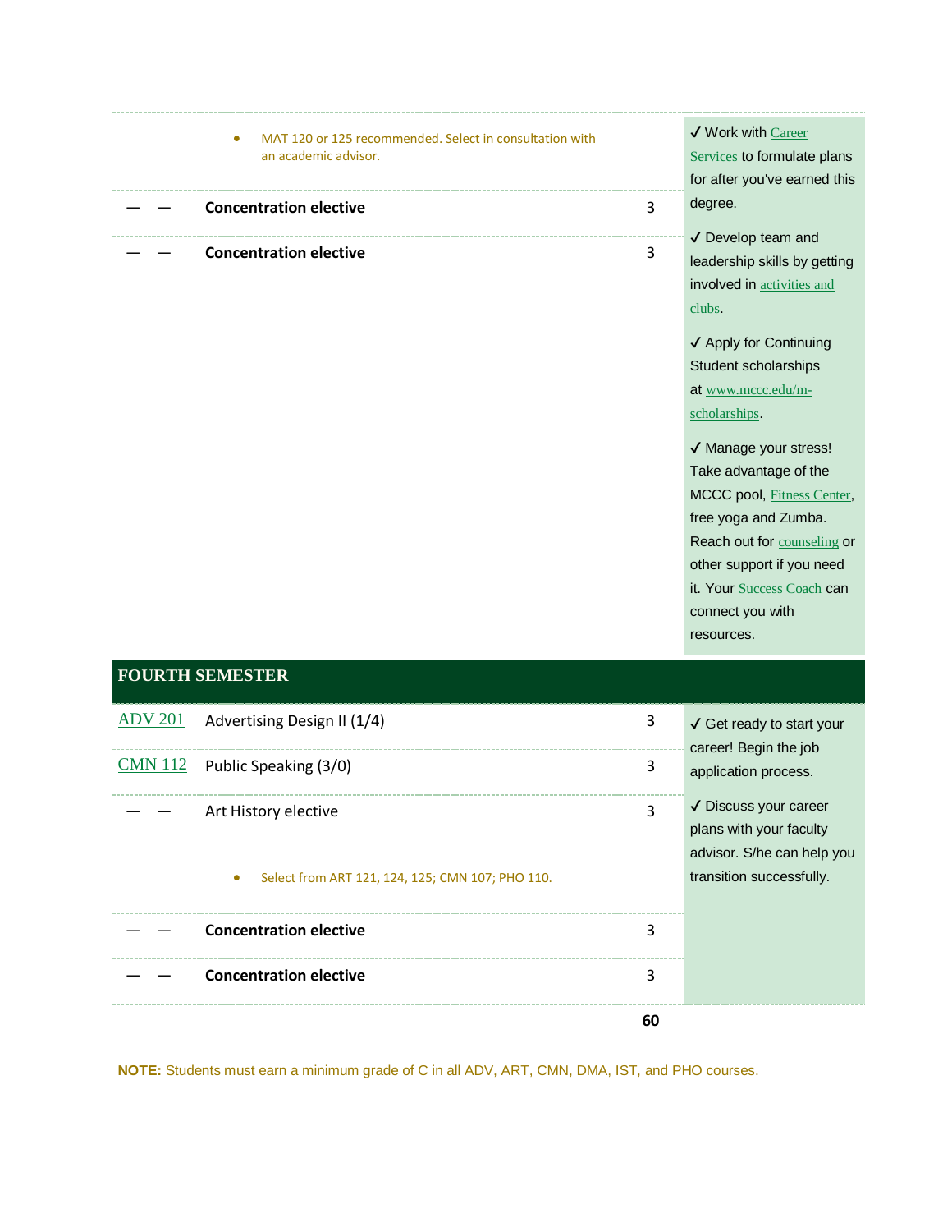| | | | |
|---|---|---|---|
| | • MAT 120 or 125 recommended. Select in consultation with an academic advisor. | | ✓ Work with Career Services to formulate plans for after you've earned this degree.<br><br>✓ Develop team and leadership skills by getting involved in activities and clubs.<br><br>✓ Apply for Continuing Student scholarships at www.mccc.edu/m-scholarships.<br><br>✓ Manage your stress! Take advantage of the MCCC pool, Fitness Center, free yoga and Zumba. Reach out for counseling or other support if you need it. Your Success Coach can connect you with resources. |
| — — | **Concentration elective** | 3 | |
| — — | **Concentration elective** | 3 | |

## FOURTH SEMESTER

| | | | |
|---|---|---|---|
| ADV 201 | Advertising Design II (1/4) | 3 | ✓ Get ready to start your career! Begin the job application process.<br><br>✓ Discuss your career plans with your faculty advisor. S/he can help you transition successfully. |
| CMN 112 | Public Speaking (3/0) | 3 | |
| — — | Art History elective<br><br>• Select from ART 121, 124, 125; CMN 107; PHO 110. | 3 | |
| — — | **Concentration elective** | 3 | |
| — — | **Concentration elective** | 3 | |
| | | **60** | |

**NOTE:** Students must earn a minimum grade of C in all ADV, ART, CMN, DMA, IST, and PHO courses.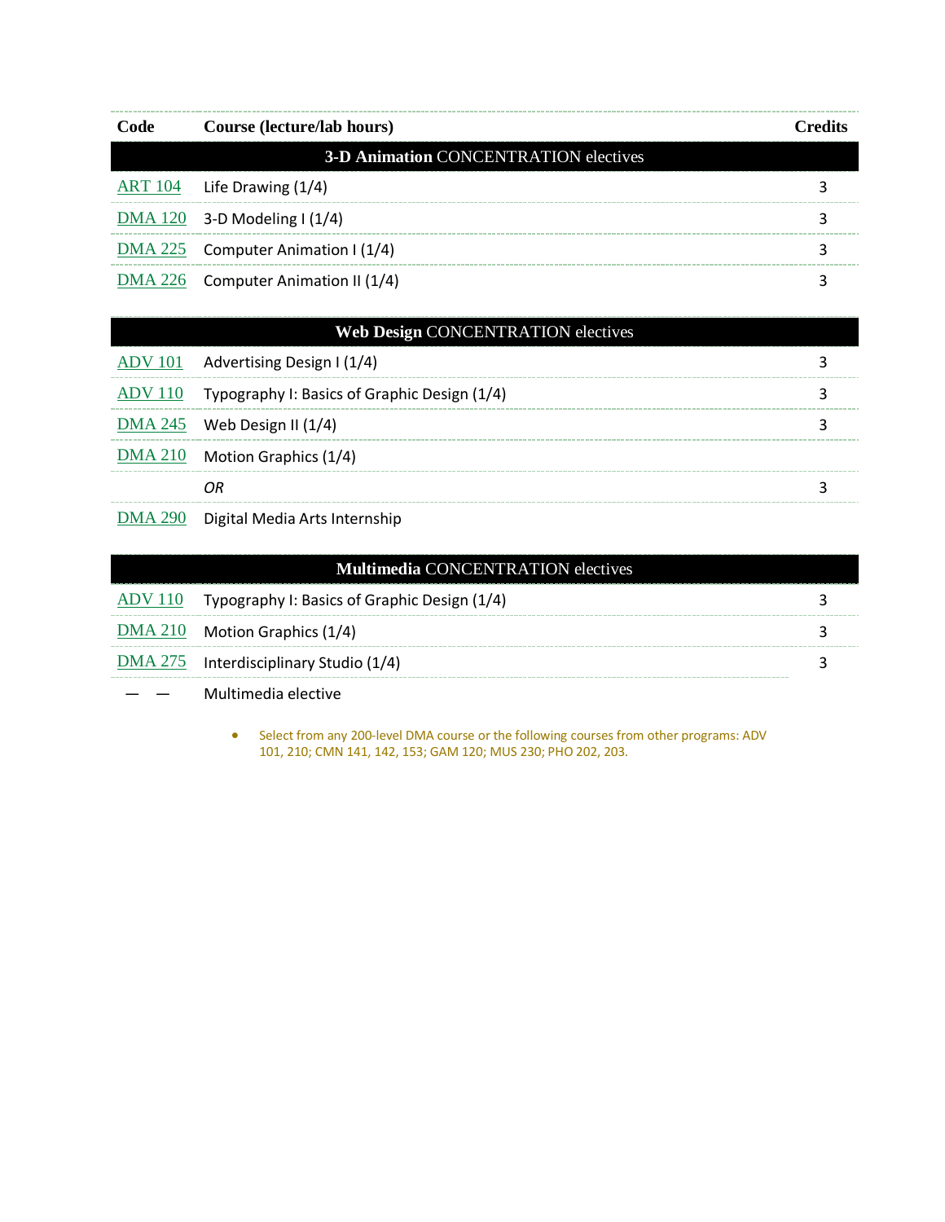| Code | Course (lecture/lab hours) | Credits |
|---|---|---|
| | **3-D Animation** CONCENTRATION electives | |
| ART 104 | Life Drawing (1/4) | 3 |
| DMA 120 | 3-D Modeling I (1/4) | 3 |
| DMA 225 | Computer Animation I (1/4) | 3 |
| DMA 226 | Computer Animation II (1/4) | 3 |
| | **Web Design** CONCENTRATION electives | |
| ADV 101 | Advertising Design I (1/4) | 3 |
| ADV 110 | Typography I: Basics of Graphic Design (1/4) | 3 |
| DMA 245 | Web Design II (1/4) | 3 |
| DMA 210 | Motion Graphics (1/4) | |
| | *OR* | 3 |
| DMA 290 | Digital Media Arts Internship | |
| | **Multimedia** CONCENTRATION electives | |
| ADV 110 | Typography I: Basics of Graphic Design (1/4) | 3 |
| DMA 210 | Motion Graphics (1/4) | 3 |
| DMA 275 | Interdisciplinary Studio (1/4) | 3 |
| — — | Multimedia elective | |

- Select from any 200-level DMA course or the following courses from other programs: ADV 101, 210; CMN 141, 142, 153; GAM 120; MUS 230; PHO 202, 203.